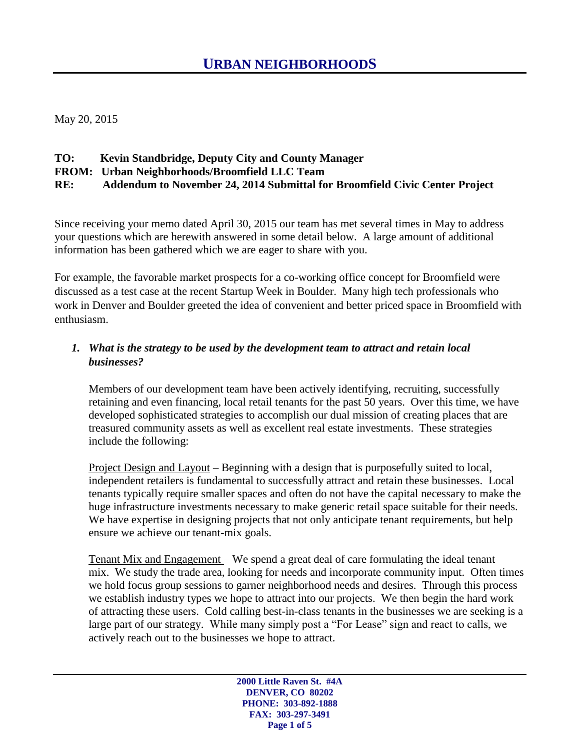# URBAN NEIGHBORHOODS

May 20, 2015

**TO: Kevin Standbridge, Deputy City and County Manager**
**FROM: Urban Neighborhoods/Broomfield LLC Team**
**RE: Addendum to November 24, 2014 Submittal for Broomfield Civic Center Project**

Since receiving your memo dated April 30, 2015 our team has met several times in May to address your questions which are herewith answered in some detail below. A large amount of additional information has been gathered which we are eager to share with you.

For example, the favorable market prospects for a co-working office concept for Broomfield were discussed as a test case at the recent Startup Week in Boulder. Many high tech professionals who work in Denver and Boulder greeted the idea of convenient and better priced space in Broomfield with enthusiasm.

1. ***What is the strategy to be used by the development team to attract and retain local businesses?***

   Members of our development team have been actively identifying, recruiting, successfully retaining and even financing, local retail tenants for the past 50 years. Over this time, we have developed sophisticated strategies to accomplish our dual mission of creating places that are treasured community assets as well as excellent real estate investments. These strategies include the following:

   <u>Project Design and Layout</u> – Beginning with a design that is purposefully suited to local, independent retailers is fundamental to successfully attract and retain these businesses. Local tenants typically require smaller spaces and often do not have the capital necessary to make the huge infrastructure investments necessary to make generic retail space suitable for their needs. We have expertise in designing projects that not only anticipate tenant requirements, but help ensure we achieve our tenant-mix goals.

   <u>Tenant Mix and Engagement</u> – We spend a great deal of care formulating the ideal tenant mix. We study the trade area, looking for needs and incorporate community input. Often times we hold focus group sessions to garner neighborhood needs and desires. Through this process we establish industry types we hope to attract into our projects. We then begin the hard work of attracting these users. Cold calling best-in-class tenants in the businesses we are seeking is a large part of our strategy. While many simply post a "For Lease" sign and react to calls, we actively reach out to the businesses we hope to attract.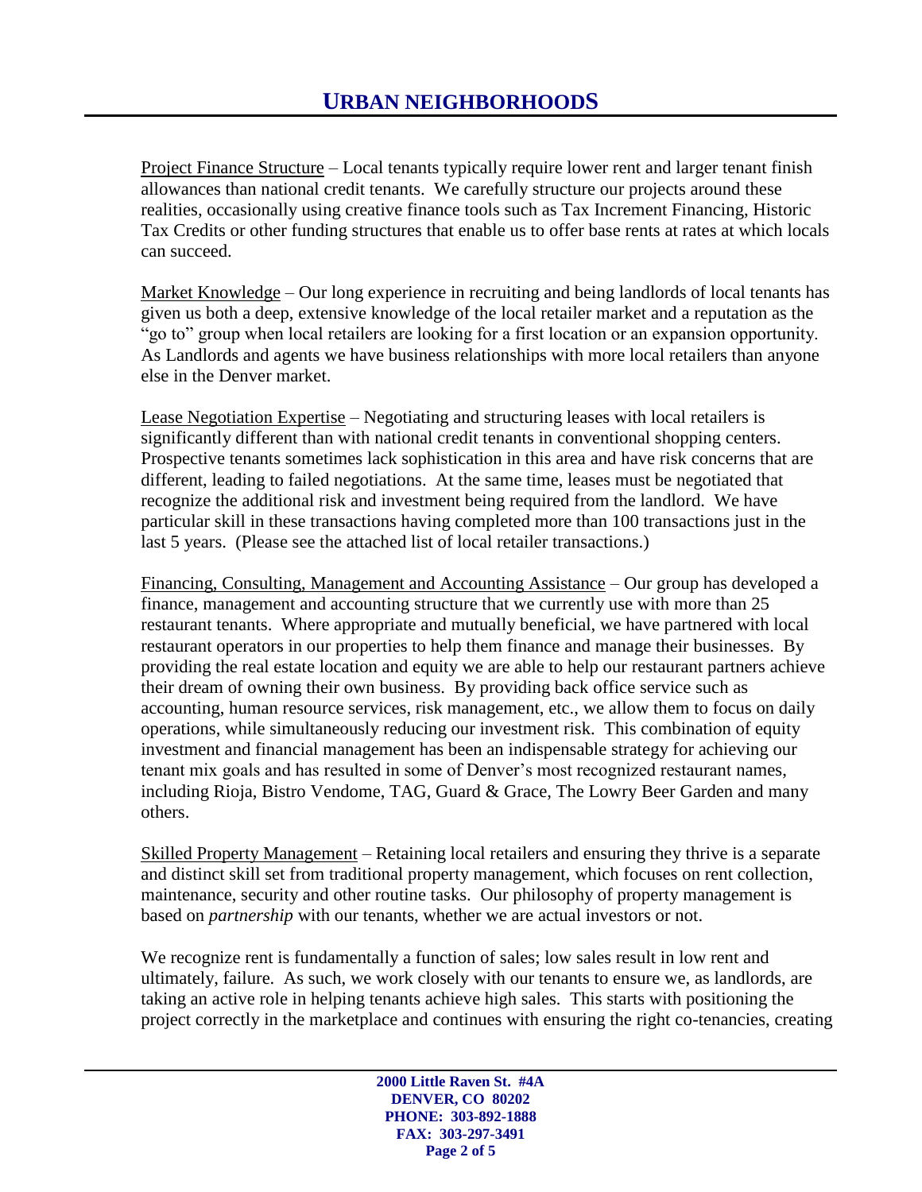Project Finance Structure – Local tenants typically require lower rent and larger tenant finish allowances than national credit tenants. We carefully structure our projects around these realities, occasionally using creative finance tools such as Tax Increment Financing, Historic Tax Credits or other funding structures that enable us to offer base rents at rates at which locals can succeed.

Market Knowledge – Our long experience in recruiting and being landlords of local tenants has given us both a deep, extensive knowledge of the local retailer market and a reputation as the "go to" group when local retailers are looking for a first location or an expansion opportunity. As Landlords and agents we have business relationships with more local retailers than anyone else in the Denver market.

Lease Negotiation Expertise – Negotiating and structuring leases with local retailers is significantly different than with national credit tenants in conventional shopping centers. Prospective tenants sometimes lack sophistication in this area and have risk concerns that are different, leading to failed negotiations. At the same time, leases must be negotiated that recognize the additional risk and investment being required from the landlord. We have particular skill in these transactions having completed more than 100 transactions just in the last 5 years. (Please see the attached list of local retailer transactions.)

Financing, Consulting, Management and Accounting Assistance – Our group has developed a finance, management and accounting structure that we currently use with more than 25 restaurant tenants. Where appropriate and mutually beneficial, we have partnered with local restaurant operators in our properties to help them finance and manage their businesses. By providing the real estate location and equity we are able to help our restaurant partners achieve their dream of owning their own business. By providing back office service such as accounting, human resource services, risk management, etc., we allow them to focus on daily operations, while simultaneously reducing our investment risk. This combination of equity investment and financial management has been an indispensable strategy for achieving our tenant mix goals and has resulted in some of Denver's most recognized restaurant names, including Rioja, Bistro Vendome, TAG, Guard & Grace, The Lowry Beer Garden and many others.

Skilled Property Management – Retaining local retailers and ensuring they thrive is a separate and distinct skill set from traditional property management, which focuses on rent collection, maintenance, security and other routine tasks. Our philosophy of property management is based on *partnership* with our tenants, whether we are actual investors or not.

We recognize rent is fundamentally a function of sales; low sales result in low rent and ultimately, failure. As such, we work closely with our tenants to ensure we, as landlords, are taking an active role in helping tenants achieve high sales. This starts with positioning the project correctly in the marketplace and continues with ensuring the right co-tenancies, creating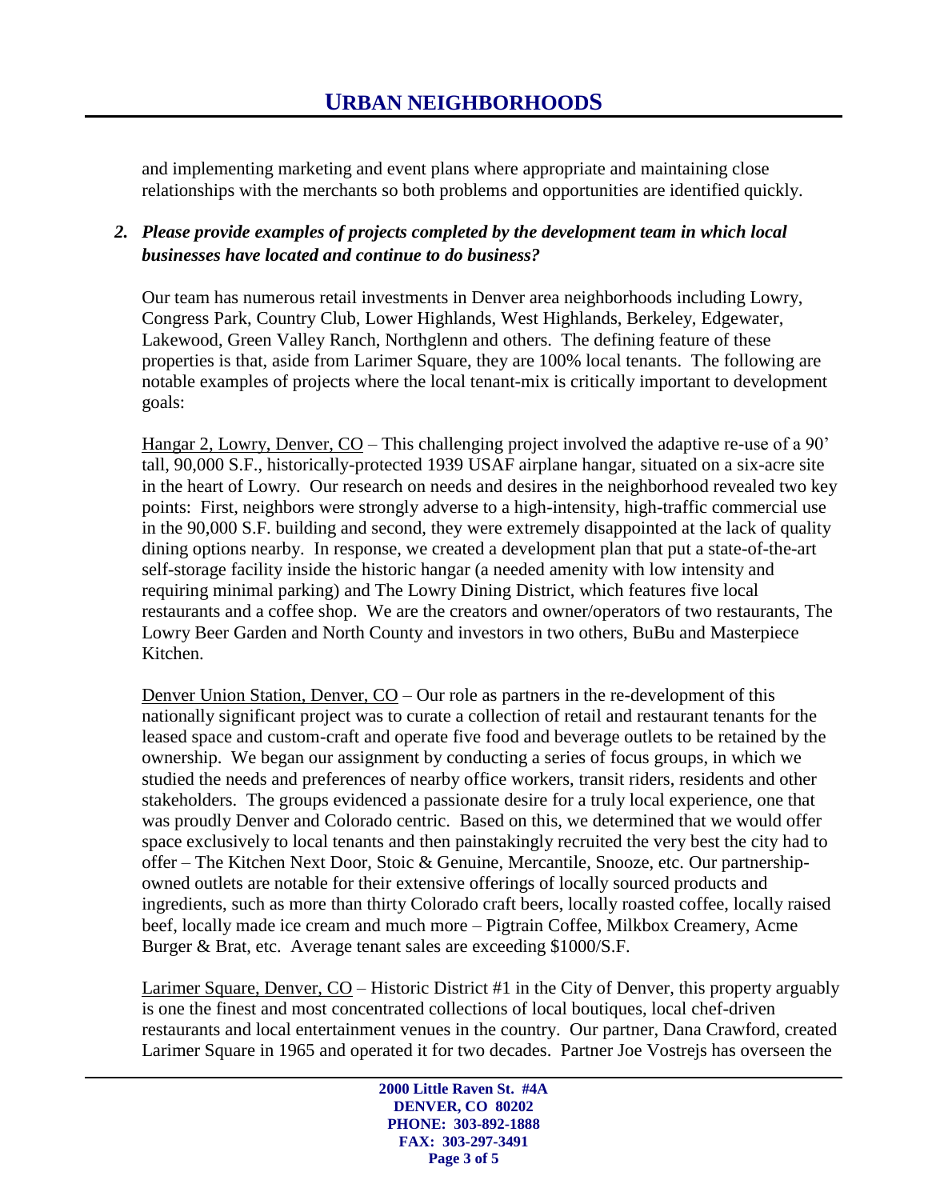and implementing marketing and event plans where appropriate and maintaining close relationships with the merchants so both problems and opportunities are identified quickly.

2. ***Please provide examples of projects completed by the development team in which local businesses have located and continue to do business?***

Our team has numerous retail investments in Denver area neighborhoods including Lowry, Congress Park, Country Club, Lower Highlands, West Highlands, Berkeley, Edgewater, Lakewood, Green Valley Ranch, Northglenn and others. The defining feature of these properties is that, aside from Larimer Square, they are 100% local tenants. The following are notable examples of projects where the local tenant-mix is critically important to development goals:

<u>Hangar 2, Lowry, Denver, CO</u> – This challenging project involved the adaptive re-use of a 90' tall, 90,000 S.F., historically-protected 1939 USAF airplane hangar, situated on a six-acre site in the heart of Lowry. Our research on needs and desires in the neighborhood revealed two key points: First, neighbors were strongly adverse to a high-intensity, high-traffic commercial use in the 90,000 S.F. building and second, they were extremely disappointed at the lack of quality dining options nearby. In response, we created a development plan that put a state-of-the-art self-storage facility inside the historic hangar (a needed amenity with low intensity and requiring minimal parking) and The Lowry Dining District, which features five local restaurants and a coffee shop. We are the creators and owner/operators of two restaurants, The Lowry Beer Garden and North County and investors in two others, BuBu and Masterpiece Kitchen.

<u>Denver Union Station, Denver, CO</u> – Our role as partners in the re-development of this nationally significant project was to curate a collection of retail and restaurant tenants for the leased space and custom-craft and operate five food and beverage outlets to be retained by the ownership. We began our assignment by conducting a series of focus groups, in which we studied the needs and preferences of nearby office workers, transit riders, residents and other stakeholders. The groups evidenced a passionate desire for a truly local experience, one that was proudly Denver and Colorado centric. Based on this, we determined that we would offer space exclusively to local tenants and then painstakingly recruited the very best the city had to offer – The Kitchen Next Door, Stoic & Genuine, Mercantile, Snooze, etc. Our partnership-owned outlets are notable for their extensive offerings of locally sourced products and ingredients, such as more than thirty Colorado craft beers, locally roasted coffee, locally raised beef, locally made ice cream and much more – Pigtrain Coffee, Milkbox Creamery, Acme Burger & Brat, etc. Average tenant sales are exceeding $1000/S.F.

<u>Larimer Square, Denver, CO</u> – Historic District #1 in the City of Denver, this property arguably is one the finest and most concentrated collections of local boutiques, local chef-driven restaurants and local entertainment venues in the country. Our partner, Dana Crawford, created Larimer Square in 1965 and operated it for two decades. Partner Joe Vostrejs has overseen the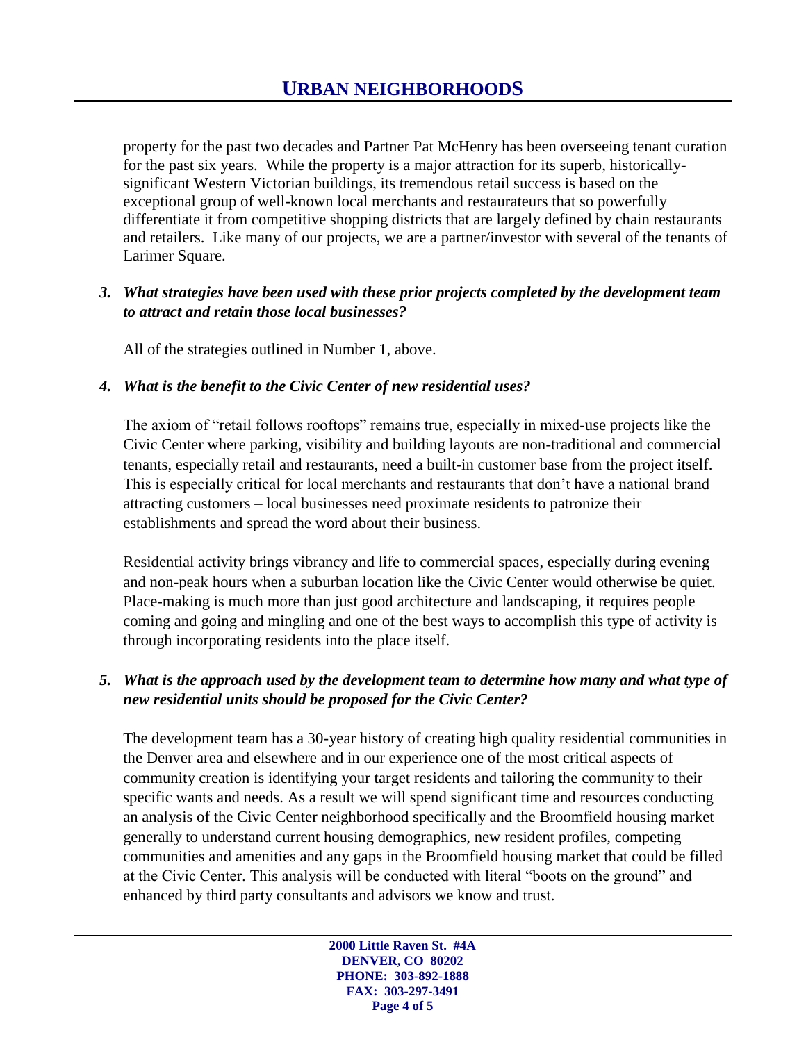property for the past two decades and Partner Pat McHenry has been overseeing tenant curation for the past six years. While the property is a major attraction for its superb, historically-significant Western Victorian buildings, its tremendous retail success is based on the exceptional group of well-known local merchants and restaurateurs that so powerfully differentiate it from competitive shopping districts that are largely defined by chain restaurants and retailers. Like many of our projects, we are a partner/investor with several of the tenants of Larimer Square.

***3. What strategies have been used with these prior projects completed by the development team to attract and retain those local businesses?***

All of the strategies outlined in Number 1, above.

***4. What is the benefit to the Civic Center of new residential uses?***

The axiom of "retail follows rooftops" remains true, especially in mixed-use projects like the Civic Center where parking, visibility and building layouts are non-traditional and commercial tenants, especially retail and restaurants, need a built-in customer base from the project itself. This is especially critical for local merchants and restaurants that don't have a national brand attracting customers – local businesses need proximate residents to patronize their establishments and spread the word about their business.

Residential activity brings vibrancy and life to commercial spaces, especially during evening and non-peak hours when a suburban location like the Civic Center would otherwise be quiet. Place-making is much more than just good architecture and landscaping, it requires people coming and going and mingling and one of the best ways to accomplish this type of activity is through incorporating residents into the place itself.

***5. What is the approach used by the development team to determine how many and what type of new residential units should be proposed for the Civic Center?***

The development team has a 30-year history of creating high quality residential communities in the Denver area and elsewhere and in our experience one of the most critical aspects of community creation is identifying your target residents and tailoring the community to their specific wants and needs. As a result we will spend significant time and resources conducting an analysis of the Civic Center neighborhood specifically and the Broomfield housing market generally to understand current housing demographics, new resident profiles, competing communities and amenities and any gaps in the Broomfield housing market that could be filled at the Civic Center. This analysis will be conducted with literal "boots on the ground" and enhanced by third party consultants and advisors we know and trust.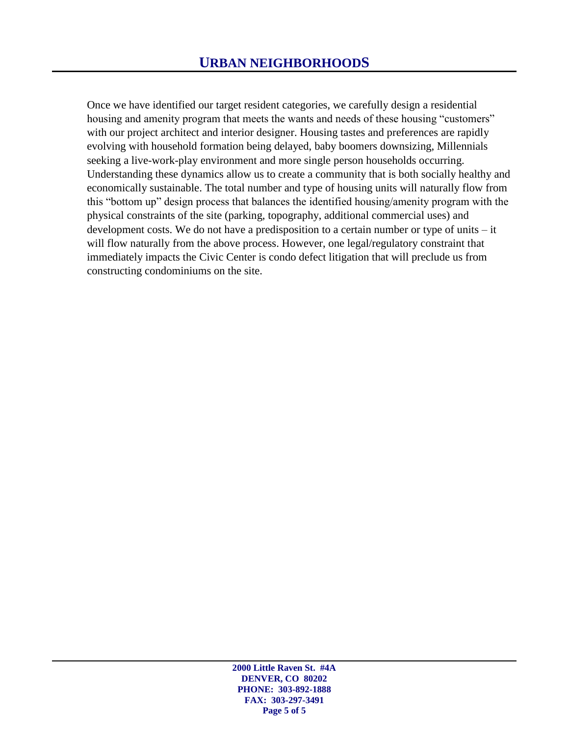Once we have identified our target resident categories, we carefully design a residential housing and amenity program that meets the wants and needs of these housing "customers" with our project architect and interior designer. Housing tastes and preferences are rapidly evolving with household formation being delayed, baby boomers downsizing, Millennials seeking a live-work-play environment and more single person households occurring. Understanding these dynamics allow us to create a community that is both socially healthy and economically sustainable. The total number and type of housing units will naturally flow from this "bottom up" design process that balances the identified housing/amenity program with the physical constraints of the site (parking, topography, additional commercial uses) and development costs. We do not have a predisposition to a certain number or type of units – it will flow naturally from the above process. However, one legal/regulatory constraint that immediately impacts the Civic Center is condo defect litigation that will preclude us from constructing condominiums on the site.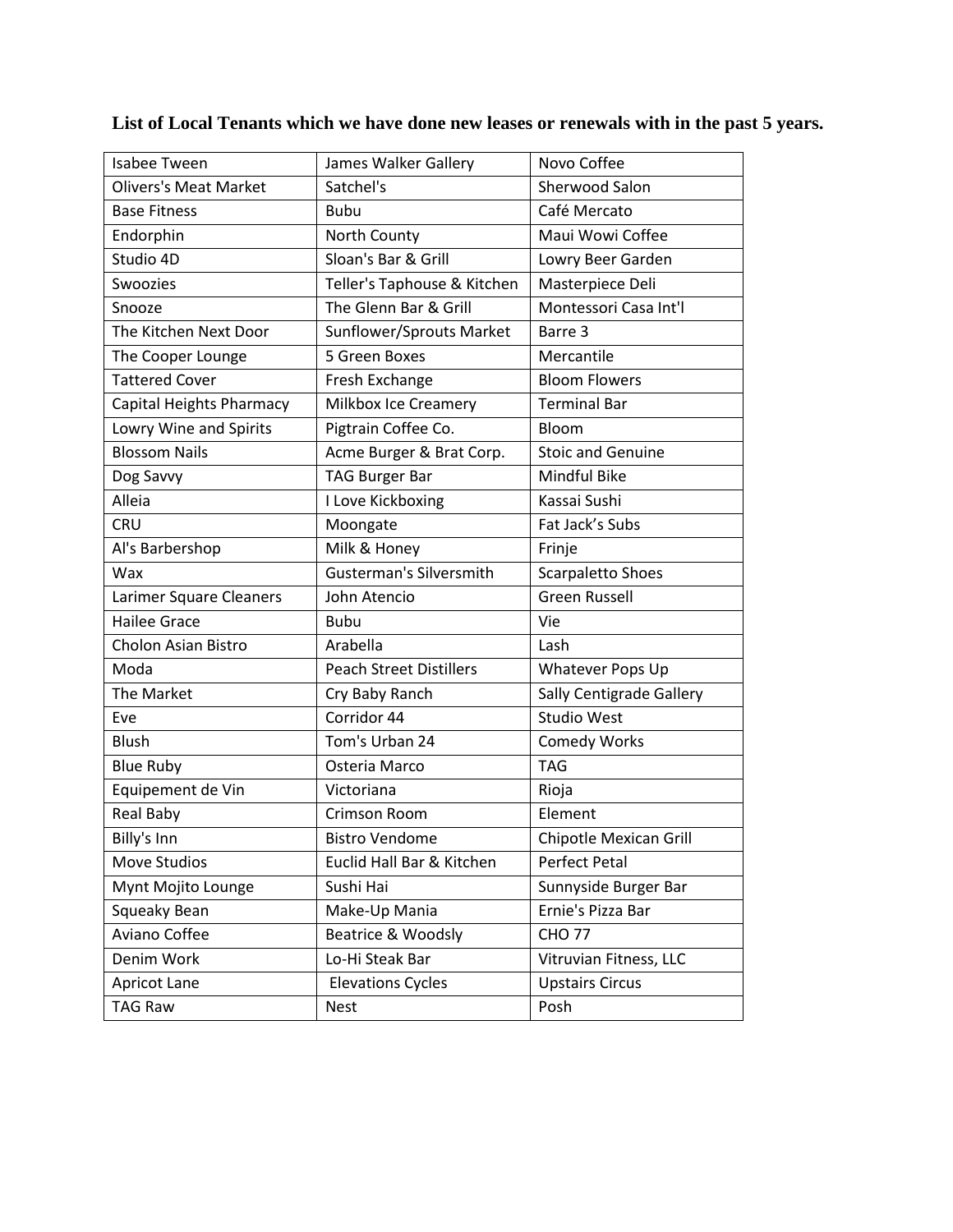**List of Local Tenants which we have done new leases or renewals with in the past 5 years.**

| | | |
|---|---|---|
| Isabee Tween | James Walker Gallery | Novo Coffee |
| Olivers's Meat Market | Satchel's | Sherwood Salon |
| Base Fitness | Bubu | Café Mercato |
| Endorphin | North County | Maui Wowi Coffee |
| Studio 4D | Sloan's Bar & Grill | Lowry Beer Garden |
| Swoozies | Teller's Taphouse & Kitchen | Masterpiece Deli |
| Snooze | The Glenn Bar & Grill | Montessori Casa Int'l |
| The Kitchen Next Door | Sunflower/Sprouts Market | Barre 3 |
| The Cooper Lounge | 5 Green Boxes | Mercantile |
| Tattered Cover | Fresh Exchange | Bloom Flowers |
| Capital Heights Pharmacy | Milkbox Ice Creamery | Terminal Bar |
| Lowry Wine and Spirits | Pigtrain Coffee Co. | Bloom |
| Blossom Nails | Acme Burger & Brat Corp. | Stoic and Genuine |
| Dog Savvy | TAG Burger Bar | Mindful Bike |
| Alleia | I Love Kickboxing | Kassai Sushi |
| CRU | Moongate | Fat Jack's Subs |
| Al's Barbershop | Milk & Honey | Frinje |
| Wax | Gusterman's Silversmith | Scarpaletto Shoes |
| Larimer Square Cleaners | John Atencio | Green Russell |
| Hailee Grace | Bubu | Vie |
| Cholon Asian Bistro | Arabella | Lash |
| Moda | Peach Street Distillers | Whatever Pops Up |
| The Market | Cry Baby Ranch | Sally Centigrade Gallery |
| Eve | Corridor 44 | Studio West |
| Blush | Tom's Urban 24 | Comedy Works |
| Blue Ruby | Osteria Marco | TAG |
| Equipement de Vin | Victoriana | Rioja |
| Real Baby | Crimson Room | Element |
| Billy's Inn | Bistro Vendome | Chipotle Mexican Grill |
| Move Studios | Euclid Hall Bar & Kitchen | Perfect Petal |
| Mynt Mojito Lounge | Sushi Hai | Sunnyside Burger Bar |
| Squeaky Bean | Make-Up Mania | Ernie's Pizza Bar |
| Aviano Coffee | Beatrice & Woodsly | CHO 77 |
| Denim Work | Lo-Hi Steak Bar | Vitruvian Fitness, LLC |
| Apricot Lane | Elevations Cycles | Upstairs Circus |
| TAG Raw | Nest | Posh |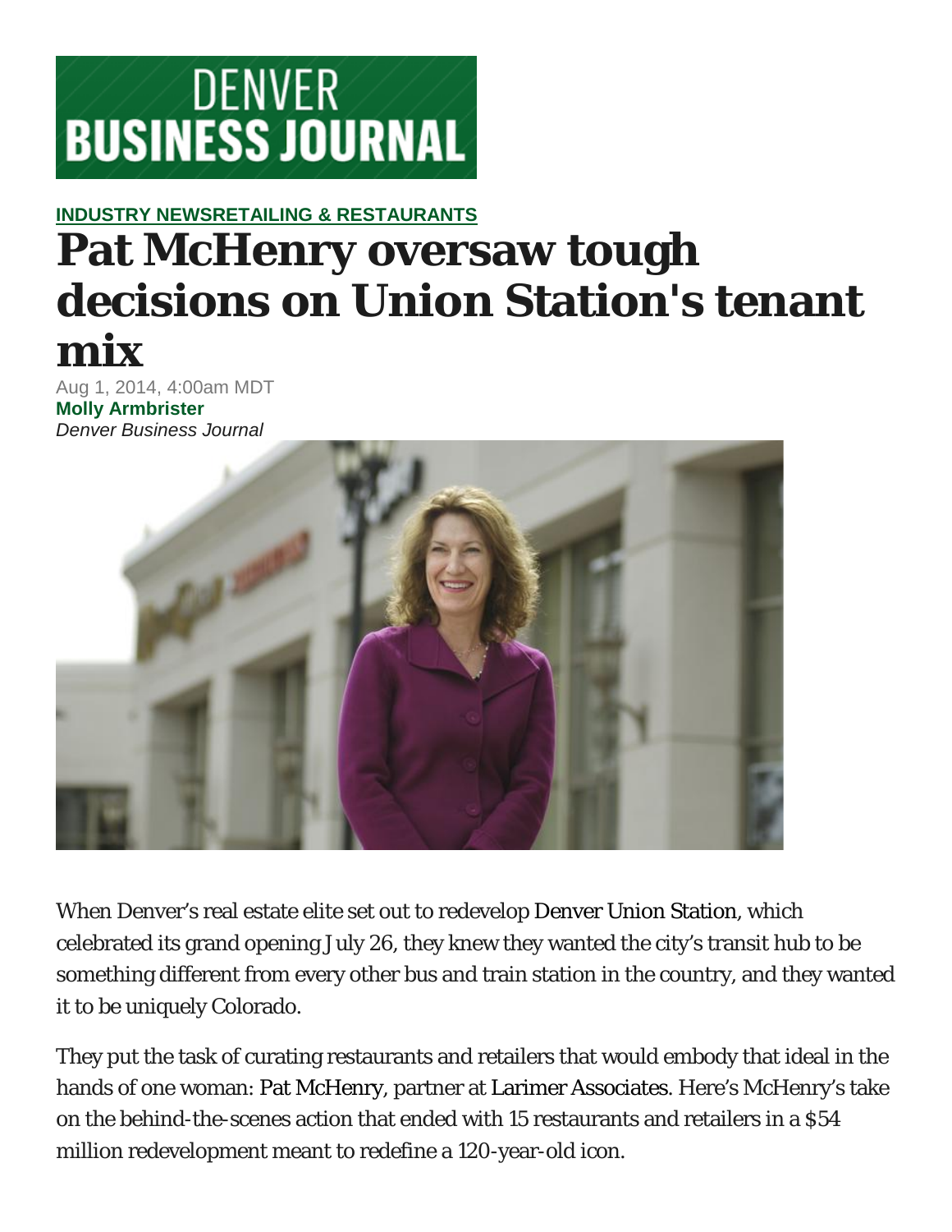DENVER BUSINESS JOURNAL

INDUSTRY NEWSRETAILING & RESTAURANTS

# Pat McHenry oversaw tough decisions on Union Station's tenant mix

Aug 1, 2014, 4:00am MDT
**Molly Armbrister**
*Denver Business Journal*

When Denver's real estate elite set out to redevelop Denver Union Station, which celebrated its grand opening July 26, they knew they wanted the city's transit hub to be something different from every other bus and train station in the country, and they wanted it to be uniquely Colorado.

They put the task of curating restaurants and retailers that would embody that ideal in the hands of one woman: Pat McHenry, partner at Larimer Associates. Here's McHenry's take on the behind-the-scenes action that ended with 15 restaurants and retailers in a $54 million redevelopment meant to redefine a 120-year-old icon.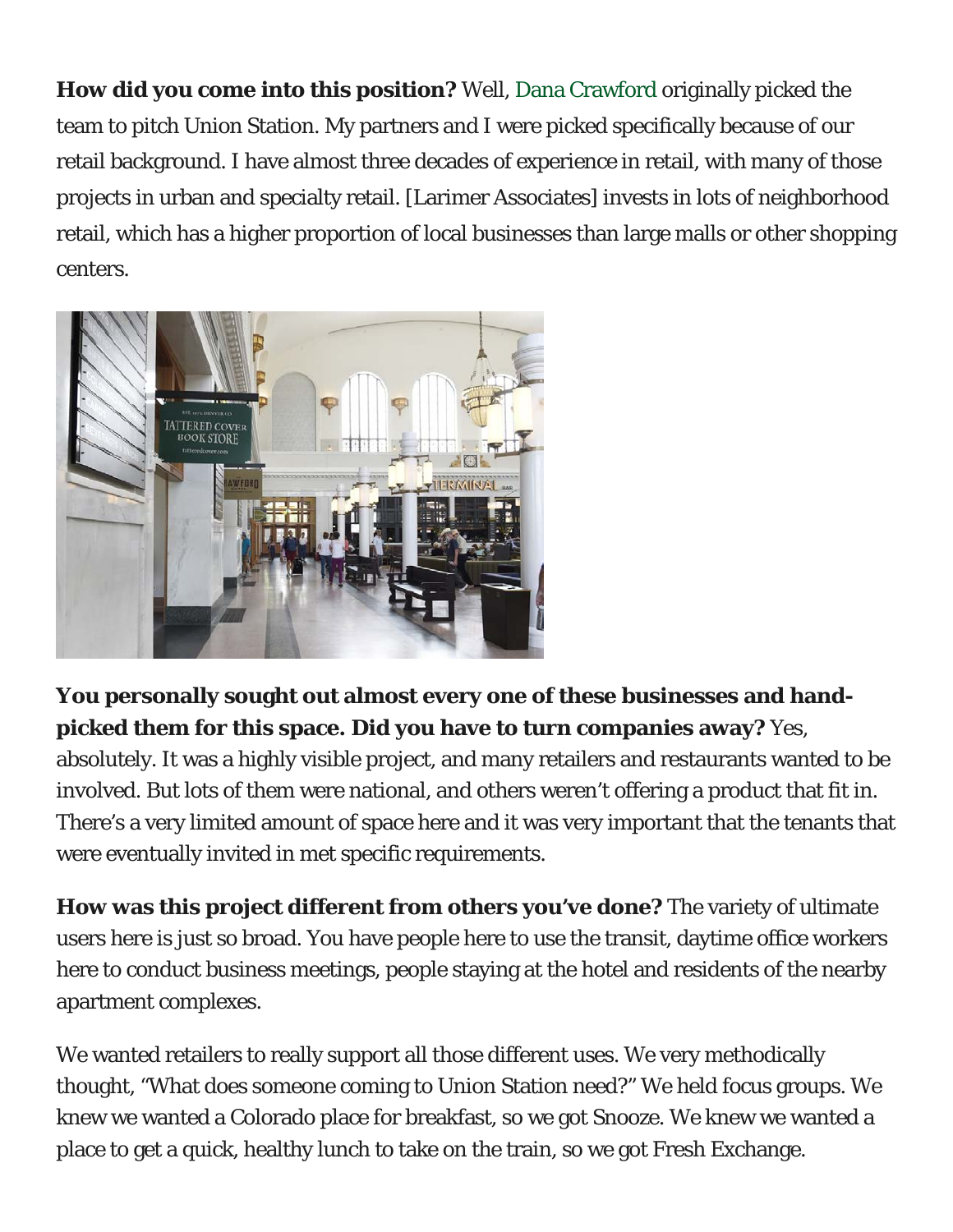**How did you come into this position?** Well, Dana Crawford originally picked the team to pitch Union Station. My partners and I were picked specifically because of our retail background. I have almost three decades of experience in retail, with many of those projects in urban and specialty retail. [Larimer Associates] invests in lots of neighborhood retail, which has a higher proportion of local businesses than large malls or other shopping centers.

**You personally sought out almost every one of these businesses and hand-picked them for this space. Did you have to turn companies away?** Yes, absolutely. It was a highly visible project, and many retailers and restaurants wanted to be involved. But lots of them were national, and others weren't offering a product that fit in. There's a very limited amount of space here and it was very important that the tenants that were eventually invited in met specific requirements.

**How was this project different from others you've done?** The variety of ultimate users here is just so broad. You have people here to use the transit, daytime office workers here to conduct business meetings, people staying at the hotel and residents of the nearby apartment complexes.

We wanted retailers to really support all those different uses. We very methodically thought, "What does someone coming to Union Station need?" We held focus groups. We knew we wanted a Colorado place for breakfast, so we got Snooze. We knew we wanted a place to get a quick, healthy lunch to take on the train, so we got Fresh Exchange.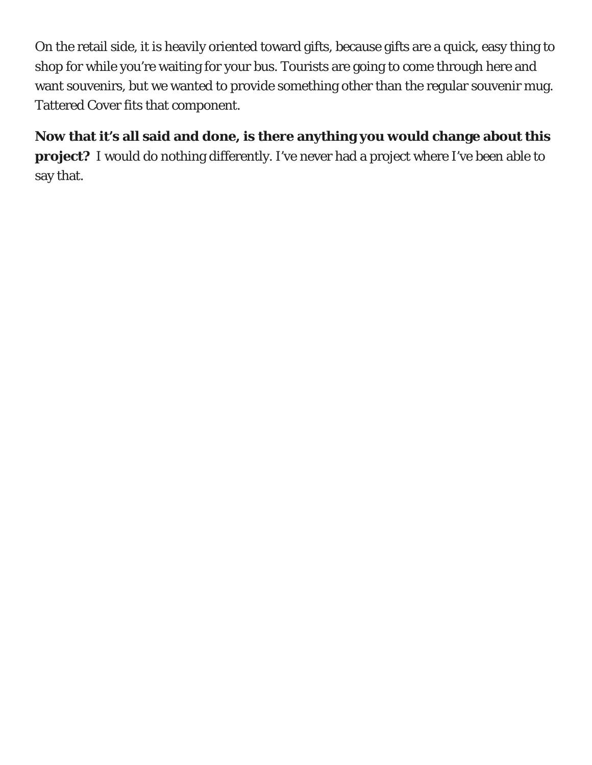On the retail side, it is heavily oriented toward gifts, because gifts are a quick, easy thing to shop for while you're waiting for your bus. Tourists are going to come through here and want souvenirs, but we wanted to provide something other than the regular souvenir mug. Tattered Cover fits that component.

**Now that it's all said and done, is there anything you would change about this project?** I would do nothing differently. I've never had a project where I've been able to say that.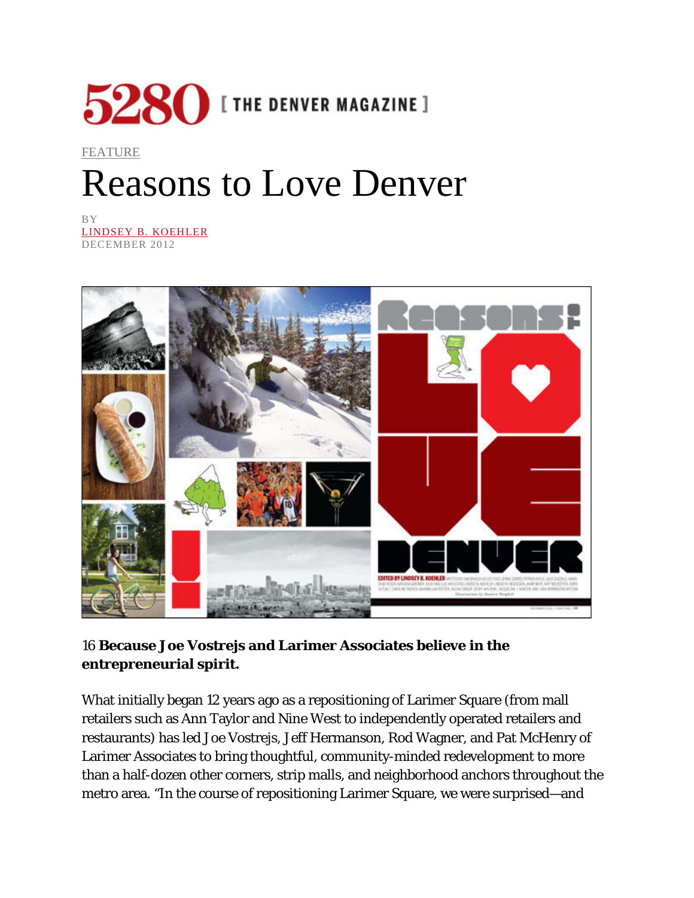5280 [ THE DENVER MAGAZINE ]

FEATURE

# Reasons to Love Denver

BY
LINDSEY B. KOEHLER
DECEMBER 2012

16 **Because Joe Vostrejs and Larimer Associates believe in the entrepreneurial spirit.**

What initially began 12 years ago as a repositioning of Larimer Square (from mall retailers such as Ann Taylor and Nine West to independently operated retailers and restaurants) has led Joe Vostrejs, Jeff Hermanson, Rod Wagner, and Pat McHenry of Larimer Associates to bring thoughtful, community-minded redevelopment to more than a half-dozen other corners, strip malls, and neighborhood anchors throughout the metro area. "In the course of repositioning Larimer Square, we were surprised—and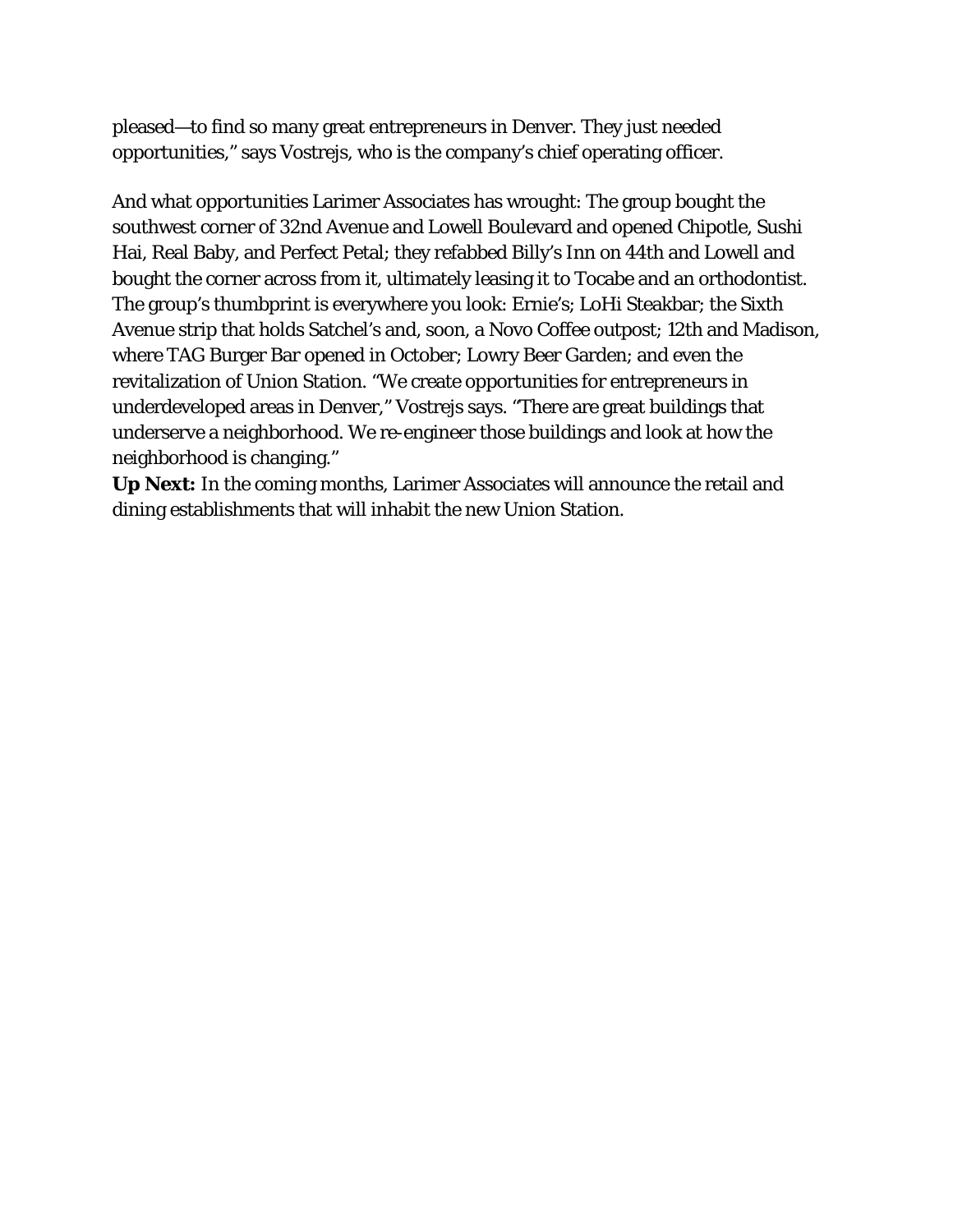pleased—to find so many great entrepreneurs in Denver. They just needed opportunities," says Vostrejs, who is the company's chief operating officer.

And what opportunities Larimer Associates has wrought: The group bought the southwest corner of 32nd Avenue and Lowell Boulevard and opened Chipotle, Sushi Hai, Real Baby, and Perfect Petal; they refabbed Billy's Inn on 44th and Lowell and bought the corner across from it, ultimately leasing it to Tocabe and an orthodontist. The group's thumbprint is everywhere you look: Ernie's; LoHi Steakbar; the Sixth Avenue strip that holds Satchel's and, soon, a Novo Coffee outpost; 12th and Madison, where TAG Burger Bar opened in October; Lowry Beer Garden; and even the revitalization of Union Station. "We create opportunities for entrepreneurs in underdeveloped areas in Denver," Vostrejs says. "There are great buildings that underserve a neighborhood. We re-engineer those buildings and look at how the neighborhood is changing."

**Up Next:** In the coming months, Larimer Associates will announce the retail and dining establishments that will inhabit the new Union Station.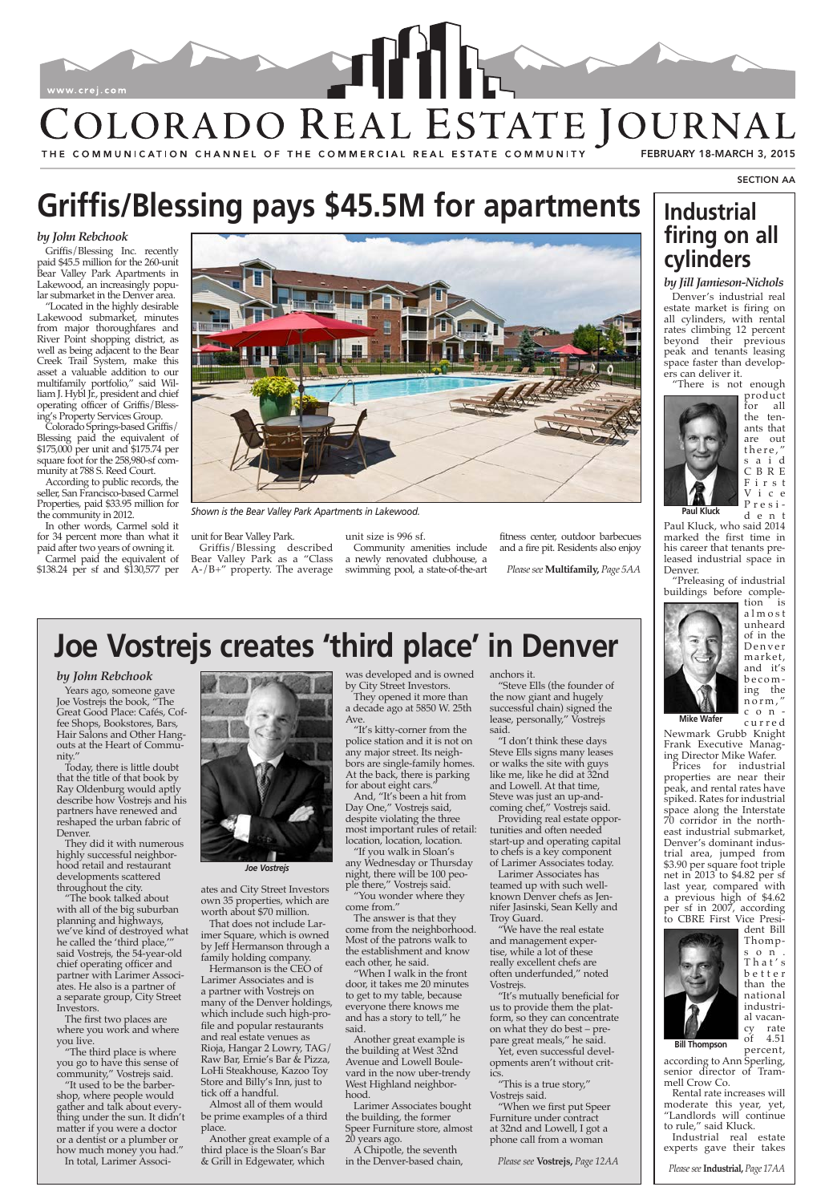# COLORADO REAL ESTATE JOURNAL

THE COMMUNICATION CHANNEL OF THE COMMERCIAL REAL ESTATE COMMUNITY

FEBRUARY 18-MARCH 3, 2015

www.crej.com

SECTION AA

## Griffis/Blessing pays $45.5M for apartments

*by John Rebchook*

Griffis/Blessing Inc. recently paid $45.5 million for the 260-unit Bear Valley Park Apartments in Lakewood, an increasingly popular submarket in the Denver area.

"Located in the highly desirable Lakewood submarket, minutes from major thoroughfares and River Point shopping district, as well as being adjacent to the Bear Creek Trail System, make this asset a valuable addition to our multifamily portfolio," said William J. Hybl Jr., president and chief operating officer of Griffis/Blessing's Property Services Group.

Colorado Springs-based Griffis/Blessing paid the equivalent of $175,000 per unit and $175.74 per square foot for the 258,980-sf community at 788 S. Reed Court.

According to public records, the seller, San Francisco-based Carmel Properties, paid $33.95 million for the community in 2012.

In other words, Carmel sold it for 34 percent more than what it paid after two years of owning it.

Carmel paid the equivalent of $138.24 per sf and $130,577 per unit for Bear Valley Park.

Griffis/Blessing described Bear Valley Park as a "Class A-/B+" property. The average unit size is 996 sf.

Community amenities include a newly renovated clubhouse, a swimming pool, a state-of-the-art fitness center, outdoor barbecues and a fire pit. Residents also enjoy

*Please see* **Multifamily,** *Page 5AA*

*Shown is the Bear Valley Park Apartments in Lakewood.*

## Industrial firing on all cylinders

*by Jill Jamieson-Nichols*

Denver's industrial real estate market is firing on all cylinders, with rental rates climbing 12 percent beyond their previous peak and tenants leasing space faster than developers can deliver it.

"There is not enough product for all the tenants that are out there," said CBRE First Vice President Paul Kluck, who said 2014 marked the first time in his career that tenants preleased industrial space in Denver.

Paul Kluck

"Preleasing of industrial buildings before completion is almost unheard of in the Denver market, and it's becoming the norm," concurred Newmark Grubb Knight Frank Executive Managing Director Mike Wafer.

Mike Wafer

Prices for industrial properties are near their peak, and rental rates have spiked. Rates for industrial space along the Interstate 70 corridor in the northeast industrial submarket, Denver's dominant industrial area, jumped from $3.90 per square foot triple net in 2013 to $4.82 per sf last year, compared with a previous high of $4.62 per sf in 2007, according to CBRE First Vice President Bill Thompson. That's better than the national industrial vacancy rate of 4.51 percent, according to Ann Sperling, senior director of Trammell Crow Co.

Bill Thompson

Rental rate increases will moderate this year, yet, "Landlords will continue to rule," said Kluck.

Industrial real estate experts gave their takes

*Please see* **Industrial,** *Page 17AA*

## Joe Vostrejs creates 'third place' in Denver

*by John Rebchook*

Years ago, someone gave Joe Vostrejs the book, "The Great Good Place: Cafés, Coffee Shops, Bookstores, Bars, Hair Salons and Other Hangouts at the Heart of Community."

Today, there is little doubt that the title of that book by Ray Oldenburg would aptly describe how Vostrejs and his partners have renewed and reshaped the urban fabric of Denver.

They did it with numerous highly successful neighborhood retail and restaurant developments scattered throughout the city.

"The book talked about with all of the big suburban planning and highways, we've kind of destroyed what he called the 'third place,'" said Vostrejs, the 54-year-old chief operating officer and partner with Larimer Associates. He also is a partner of a separate group, City Street Investors.

The first two places are where you work and where you live.

"The third place is where you go to have this sense of community," Vostrejs said.

"It used to be the barbershop, where people would gather and talk about everything under the sun. It didn't matter if you were a doctor or a dentist or a plumber or how much money you had."

In total, Larimer Associates and City Street Investors own 35 properties, which are worth about $70 million.

*Joe Vostrejs*

That does not include Larimer Square, which is owned by Jeff Hermanson through a family holding company.

Hermanson is the CEO of Larimer Associates and is a partner with Vostrejs on many of the Denver holdings, which include such high-profile and popular restaurants and real estate venues as Rioja, Hangar 2 Lowry, TAG/Raw Bar, Ernie's Bar & Pizza, LoHi Steakhouse, Kazoo Toy Store and Billy's Inn, just to tick off a handful.

Almost all of them would be prime examples of a third place.

Another great example of a third place is the Sloan's Bar & Grill in Edgewater, which was developed and is owned by City Street Investors.

They opened it more than a decade ago at 5850 W. 25th Ave.

"It's kitty-corner from the police station and it is not on any major street. Its neighbors are single-family homes. At the back, there is parking for about eight cars."

And, "It's been a hit from Day One," Vostrejs said, despite violating the three most important rules of retail: location, location, location.

"If you walk in Sloan's any Wednesday or Thursday night, there will be 100 people there," Vostrejs said.

"You wonder where they come from."

The answer is that they come from the neighborhood. Most of the patrons walk to the establishment and know each other, he said.

"When I walk in the front door, it takes me 20 minutes to get to my table, because everyone there knows me and has a story to tell," he said.

Another great example is the building at West 32nd Avenue and Lowell Boulevard in the now uber-trendy West Highland neighborhood.

Larimer Associates bought the building, the former Speer Furniture store, almost 20 years ago.

A Chipotle, the seventh in the Denver-based chain, anchors it.

"Steve Ells (the founder of the now giant and hugely successful chain) signed the lease, personally," Vostrejs said.

"I don't think these days Steve Ells signs many leases or walks the site with guys like me, like he did at 32nd and Lowell. At that time, Steve was just an up-and-coming chef," Vostrejs said.

Providing real estate opportunities and often needed start-up and operating capital to chefs is a key component of Larimer Associates today.

Larimer Associates has teamed up with such well-known Denver chefs as Jennifer Jasinski, Sean Kelly and Troy Guard.

"We have the real estate and management expertise, while a lot of these really excellent chefs are often underfunded," noted Vostrejs.

"It's mutually beneficial for us to provide them the platform, so they can concentrate on what they do best – prepare great meals," he said.

Yet, even successful developments aren't without critics.

"This is a true story," Vostrejs said.

"When we first put Speer Furniture under contract at 32nd and Lowell, I got a phone call from a woman

*Please see* **Vostrejs,** *Page 12AA*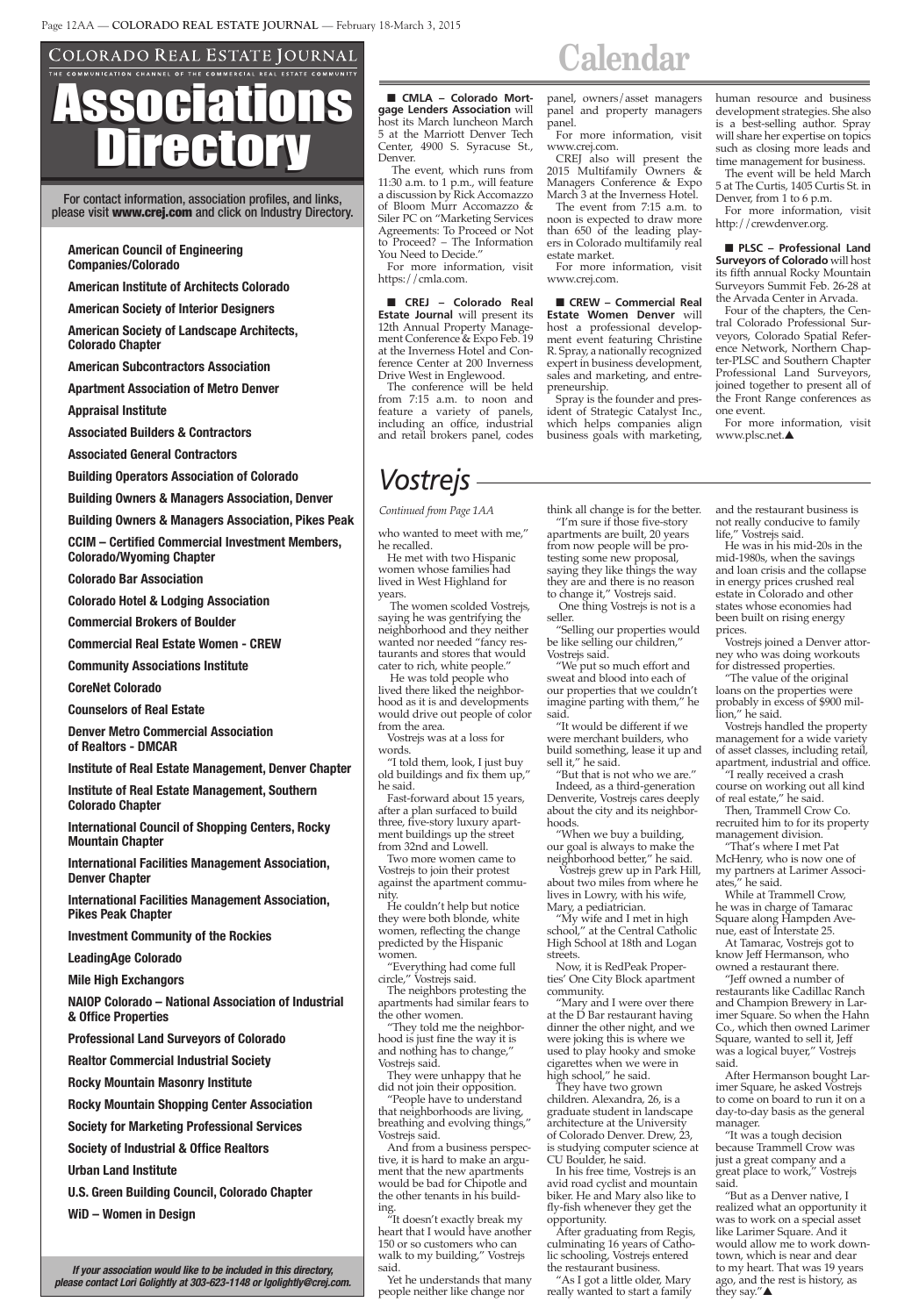# Colorado Real Estate Journal

THE COMMUNICATION CHANNEL OF THE COMMERCIAL REAL ESTATE COMMUNITY

# Associations Directory

For contact information, association profiles, and links, please visit **www.crej.com** and click on Industry Directory.

**American Council of Engineering Companies/Colorado**

**American Institute of Architects Colorado**

**American Society of Interior Designers**

**American Society of Landscape Architects, Colorado Chapter**

**American Subcontractors Association**

**Apartment Association of Metro Denver**

**Appraisal Institute**

**Associated Builders & Contractors**

**Associated General Contractors**

**Building Operators Association of Colorado**

**Building Owners & Managers Association, Denver**

**Building Owners & Managers Association, Pikes Peak**

**CCIM – Certified Commercial Investment Members, Colorado/Wyoming Chapter**

**Colorado Bar Association**

**Colorado Hotel & Lodging Association**

**Commercial Brokers of Boulder**

**Commercial Real Estate Women - CREW**

**Community Associations Institute**

**CoreNet Colorado**

**Counselors of Real Estate**

**Denver Metro Commercial Association of Realtors - DMCAR**

**Institute of Real Estate Management, Denver Chapter**

**Institute of Real Estate Management, Southern Colorado Chapter**

**International Council of Shopping Centers, Rocky Mountain Chapter**

**International Facilities Management Association, Denver Chapter**

**International Facilities Management Association, Pikes Peak Chapter**

**Investment Community of the Rockies**

**LeadingAge Colorado**

**Mile High Exchangors**

**NAIOP Colorado – National Association of Industrial & Office Properties**

**Professional Land Surveyors of Colorado**

**Realtor Commercial Industrial Society**

**Rocky Mountain Masonry Institute**

**Rocky Mountain Shopping Center Association**

**Society for Marketing Professional Services**

**Society of Industrial & Office Realtors**

**Urban Land Institute**

**U.S. Green Building Council, Colorado Chapter**

**WiD – Women in Design**

***If your association would like to be included in this directory, please contact Lori Golightly at 303-623-1148 or lgolightly@crej.com.***

# Calendar

■ **CMLA – Colorado Mortgage Lenders Association** will host its March luncheon March 5 at the Marriott Denver Tech Center, 4900 S. Syracuse St., Denver.

The event, which runs from 11:30 a.m. to 1 p.m., will feature a discussion by Rick Accomazzo of Bloom Murr Accomazzo & Siler PC on "Marketing Services Agreements: To Proceed or Not to Proceed? – The Information You Need to Decide."

For more information, visit https://cmla.com.

■ **CREJ – Colorado Real Estate Journal** will present its 12th Annual Property Management Conference & Expo Feb. 19 at the Inverness Hotel and Conference Center at 200 Inverness Drive West in Englewood.

The conference will be held from 7:15 a.m. to noon and feature a variety of panels, including an office, industrial and retail brokers panel, codes panel, owners/asset managers panel and property managers panel.

For more information, visit www.crej.com.

CREJ also will present the 2015 Multifamily Owners & Managers Conference & Expo March 3 at the Inverness Hotel.

The event from 7:15 a.m. to noon is expected to draw more than 650 of the leading players in Colorado multifamily real estate market.

For more information, visit www.crej.com.

■ **CREW – Commercial Real Estate Women Denver** will host a professional development event featuring Christine R. Spray, a nationally recognized expert in business development, sales and marketing, and entrepreneurship.

Spray is the founder and president of Strategic Catalyst Inc., which helps companies align business goals with marketing, human resource and business development strategies. She also is a best-selling author. Spray will share her expertise on topics such as closing more leads and time management for business.

The event will be held March 5 at The Curtis, 1405 Curtis St. in Denver, from 1 to 6 p.m.

For more information, visit http://crewdenver.org.

■ **PLSC – Professional Land Surveyors of Colorado** will host its fifth annual Rocky Mountain Surveyors Summit Feb. 26-28 at the Arvada Center in Arvada.

Four of the chapters, the Central Colorado Professional Surveyors, Colorado Spatial Reference Network, Northern Chapter-PLSC and Southern Chapter Professional Land Surveyors, joined together to present all of the Front Range conferences as one event.

For more information, visit www.plsc.net.▲

# *Vostrejs*

*Continued from Page 1AA*

who wanted to meet with me," he recalled.

He met with two Hispanic women whose families had lived in West Highland for years.

The women scolded Vostrejs, saying he was gentrifying the neighborhood and they neither wanted nor needed "fancy restaurants and stores that would cater to rich, white people."

He was told people who lived there liked the neighborhood as it is and developments would drive out people of color from the area.

Vostrejs was at a loss for words.

"I told them, look, I just buy old buildings and fix them up," he said.

Fast-forward about 15 years, after a plan surfaced to build three, five-story luxury apartment buildings up the street from 32nd and Lowell.

Two more women came to Vostrejs to join their protest against the apartment community.

He couldn't help but notice they were both blonde, white women, reflecting the change predicted by the Hispanic women.

"Everything had come full circle," Vostrejs said.

The neighbors protesting the apartments had similar fears to the other women.

"They told me the neighborhood is just fine the way it is and nothing has to change," Vostrejs said.

They were unhappy that he did not join their opposition.

"People have to understand that neighborhoods are living, breathing and evolving things," Vostrejs said.

And from a business perspective, it is hard to make an argument that the new apartments would be bad for Chipotle and the other tenants in his building.

"It doesn't exactly break my heart that I would have another 150 or so customers who can walk to my building," Vostrejs said.

Yet he understands that many people neither like change nor think all change is for the better.

"I'm sure if those five-story apartments are built, 20 years from now people will be protesting some new proposal, saying they like things the way they are and there is no reason to change it," Vostrejs said.

One thing Vostrejs is not is a seller.

"Selling our properties would be like selling our children," Vostrejs said.

"We put so much effort and sweat and blood into each of our properties that we couldn't imagine parting with them," he said.

"It would be different if we were merchant builders, who build something, lease it up and sell it," he said.

"But that is not who we are."

Indeed, as a third-generation Denverite, Vostrejs cares deeply about the city and its neighborhoods.

"When we buy a building, our goal is always to make the neighborhood better," he said.

Vostrejs grew up in Park Hill, about two miles from where he lives in Lowry, with his wife, Mary, a pediatrician.

"My wife and I met in high school," at the Central Catholic High School at 18th and Logan streets.

Now, it is RedPeak Properties' One City Block apartment community.

"Mary and I were over there at the D Bar restaurant having dinner the other night, and we were joking this is where we used to play hooky and smoke cigarettes when we were in high school," he said.

They have two grown children. Alexandra, 26, is a graduate student in landscape architecture at the University of Colorado Denver. Drew, 23, is studying computer science at CU Boulder, he said.

In his free time, Vostrejs is an avid road cyclist and mountain biker. He and Mary also like to fly-fish whenever they get the opportunity.

After graduating from Regis, culminating 16 years of Catholic schooling, Vostrejs entered the restaurant business.

"As I got a little older, Mary really wanted to start a family and the restaurant business is not really conducive to family life," Vostrejs said.

He was in his mid-20s in the mid-1980s, when the savings and loan crisis and the collapse in energy prices crushed real estate in Colorado and other states whose economies had been built on rising energy prices.

Vostrejs joined a Denver attorney who was doing workouts for distressed properties.

"The value of the original loans on the properties were probably in excess of $900 million," he said.

Vostrejs handled the property management for a wide variety of asset classes, including retail, apartment, industrial and office.

"I really received a crash course on working out all kind of real estate," he said.

Then, Trammell Crow Co. recruited him to for its property management division.

"That's where I met Pat McHenry, who is now one of my partners at Larimer Associates," he said.

While at Trammell Crow, he was in charge of Tamarac Square along Hampden Avenue, east of Interstate 25.

At Tamarac, Vostrejs got to know Jeff Hermanson, who owned a restaurant there.

"Jeff owned a number of restaurants like Cadillac Ranch and Champion Brewery in Larimer Square. So when the Hahn Co., which then owned Larimer Square, wanted to sell it, Jeff was a logical buyer," Vostrejs said.

After Hermanson bought Larimer Square, he asked Vostrejs to come on board to run it on a day-to-day basis as the general manager.

"It was a tough decision because Trammell Crow was just a great company and a great place to work," Vostrejs said.

"But as a Denver native, I realized what an opportunity it was to work on a special asset like Larimer Square. And it would allow me to work downtown, which is near and dear to my heart. That was 19 years ago, and the rest is history, as they say."▲